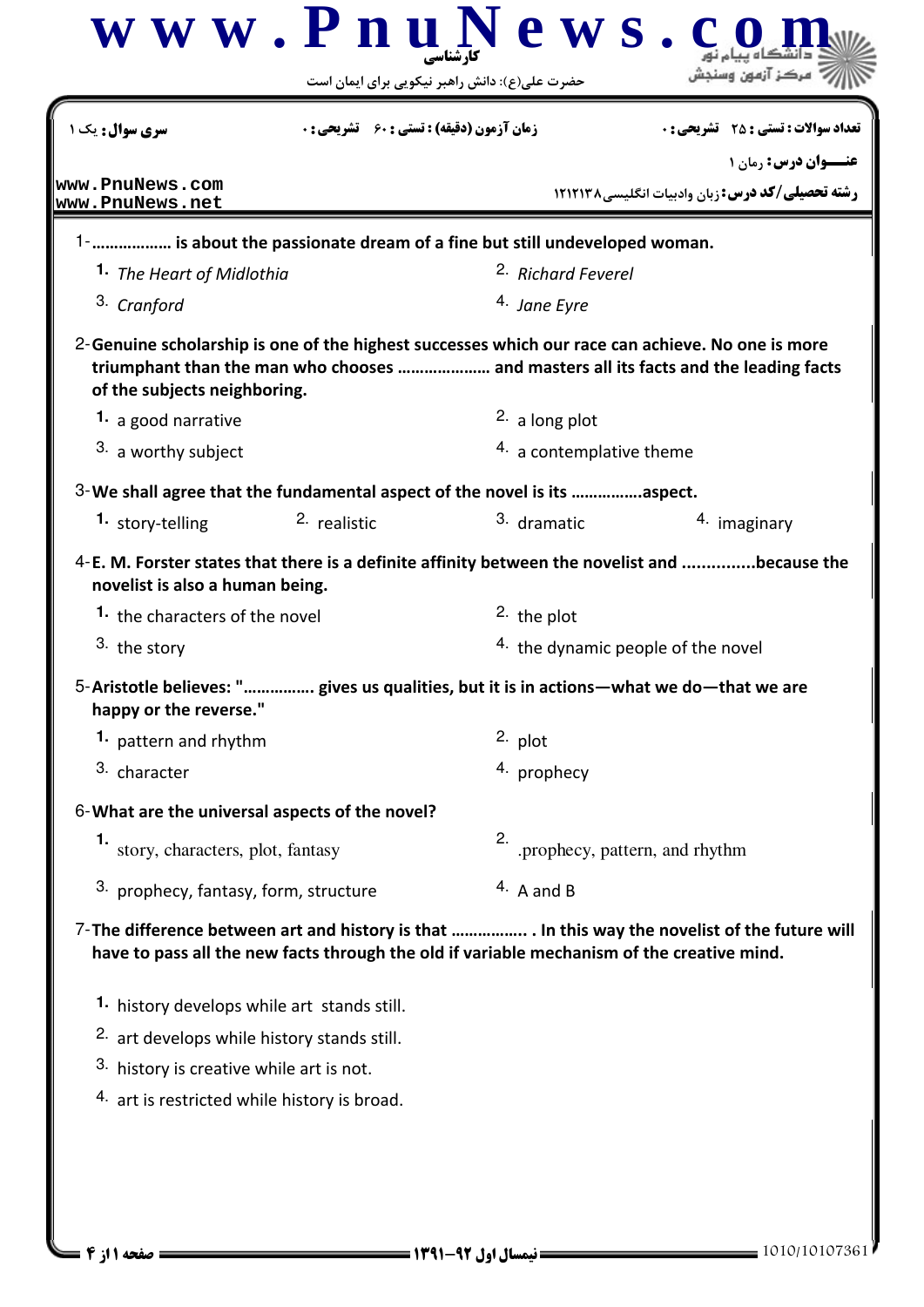سری سوال: یک ۱ | زمان آزمون (دقیقه) : تستی : ۶۰ تشریحی : ۰ | تعداد سوالات : تستی : ۲۵ تشریحی : ۰

عنـــوان درس: رمان ۱

رشته تحصیلی/کد درس: زبان وادبیات انگلیسی ۱۲۱۲۱۳۸

1-……………… is about the passionate dream of a fine but still undeveloped woman.

1. *The Heart of Midlothia*
2. *Richard Feverel*
3. *Cranford*
4. *Jane Eyre*

2-Genuine scholarship is one of the highest successes which our race can achieve. No one is more triumphant than the man who chooses ………………… and masters all its facts and the leading facts of the subjects neighboring.

1. a good narrative
2. a long plot
3. a worthy subject
4. a contemplative theme

3-We shall agree that the fundamental aspect of the novel is its …………….aspect.

1. story-telling
2. realistic
3. dramatic
4. imaginary

4-E. M. Forster states that there is a definite affinity between the novelist and ..............because the novelist is also a human being.

1. the characters of the novel
2. the plot
3. the story
4. the dynamic people of the novel

5-Aristotle believes: "……………. gives us qualities, but it is in actions—what we do—that we are happy or the reverse."

1. pattern and rhythm
2. plot
3. character
4. prophecy

6-What are the universal aspects of the novel?

1. story, characters, plot, fantasy
2. .prophecy, pattern, and rhythm
3. prophecy, fantasy, form, structure
4. A and B

7-The difference between art and history is that …………….. . In this way the novelist of the future will have to pass all the new facts through the old if variable mechanism of the creative mind.

1. history develops while art stands still.
2. art develops while history stands still.
3. history is creative while art is not.
4. art is restricted while history is broad.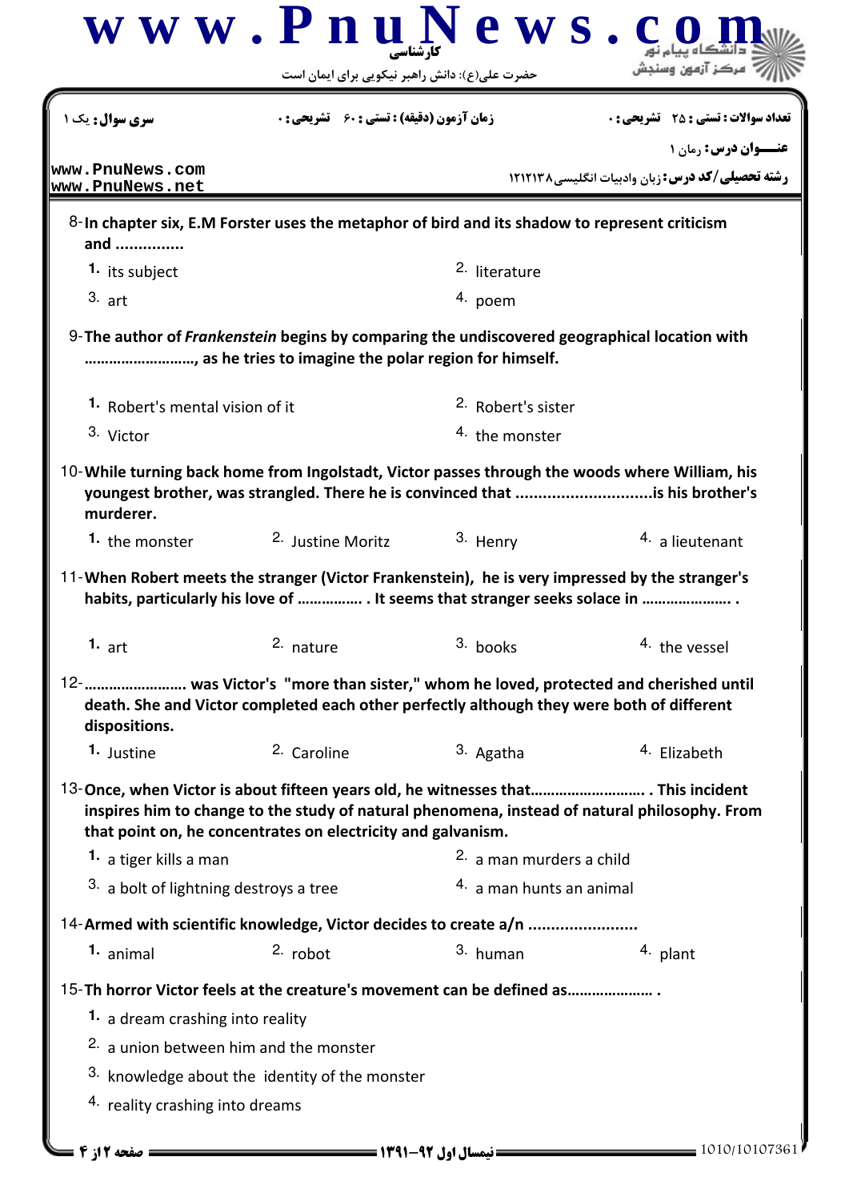| سری سوال: یک ۱ | زمان آزمون (دقیقه) : تستی : ۶۰ تشریحی : ۰ | تعداد سوالات : تستی : ۲۵ تشریحی : ۰ |
|---|---|---|
| www.PnuNews.com www.PnuNews.net | | عنـــوان درس: رمان ۱ |
| | | رشته تحصیلی/کد درس: زبان وادبیات انگلیسی۱۲۱۲۱۳۸ |

8-**In chapter six, E.M Forster uses the metaphor of bird and its shadow to represent criticism and ...............**

1. its subject
2. literature
3. art
4. poem

9-**The author of *Frankenstein* begins by comparing the undiscovered geographical location with ………………………, as he tries to imagine the polar region for himself.**

1. Robert's mental vision of it
2. Robert's sister
3. Victor
4. the monster

10-**While turning back home from Ingolstadt, Victor passes through the woods where William, his youngest brother, was strangled. There he is convinced that ..............................is his brother's murderer.**

1. the monster
2. Justine Moritz
3. Henry
4. a lieutenant

11-**When Robert meets the stranger (Victor Frankenstein), he is very impressed by the stranger's habits, particularly his love of ……………. . It seems that stranger seeks solace in …………………. .**

1. art
2. nature
3. books
4. the vessel

12-**…………………… was Victor's "more than sister," whom he loved, protected and cherished until death. She and Victor completed each other perfectly although they were both of different dispositions.**

1. Justine
2. Caroline
3. Agatha
4. Elizabeth

13-**Once, when Victor is about fifteen years old, he witnesses that………………………. . This incident inspires him to change to the study of natural phenomena, instead of natural philosophy. From that point on, he concentrates on electricity and galvanism.**

1. a tiger kills a man
2. a man murders a child
3. a bolt of lightning destroys a tree
4. a man hunts an animal

14-**Armed with scientific knowledge, Victor decides to create a/n .......................**

1. animal
2. robot
3. human
4. plant

15-**Th horror Victor feels at the creature's movement can be defined as………………… .**

1. a dream crashing into reality
2. a union between him and the monster
3. knowledge about the identity of the monster
4. reality crashing into dreams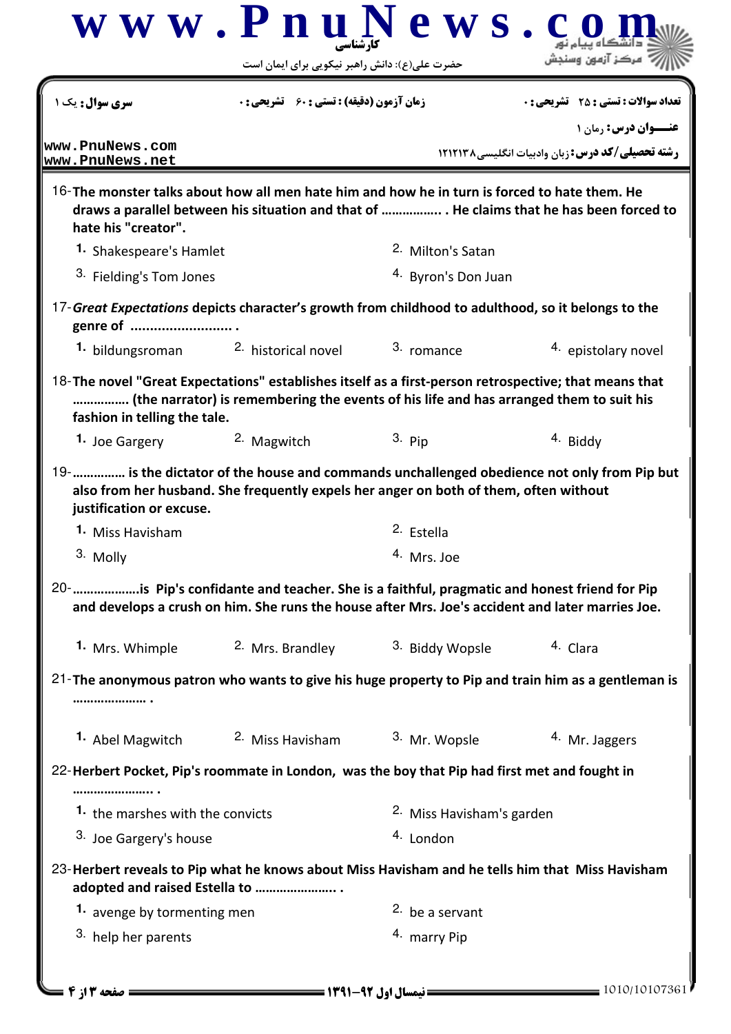16- The monster talks about how all men hate him and how he in turn is forced to hate them. He draws a parallel between his situation and that of …………….. . He claims that he has been forced to hate his "creator".

1. Shakespeare's Hamlet
2. Milton's Satan
3. Fielding's Tom Jones
4. Byron's Don Juan

17- *Great Expectations* depicts character's growth from childhood to adulthood, so it belongs to the genre of ……………………… .

1. bildungsroman
2. historical novel
3. romance
4. epistolary novel

18- The novel "Great Expectations" establishes itself as a first-person retrospective; that means that …………… (the narrator) is remembering the events of his life and has arranged them to suit his fashion in telling the tale.

1. Joe Gargery
2. Magwitch
3. Pip
4. Biddy

19- ………….. is the dictator of the house and commands unchallenged obedience not only from Pip but also from her husband. She frequently expels her anger on both of them, often without justification or excuse.

1. Miss Havisham
2. Estella
3. Molly
4. Mrs. Joe

20- ………………is Pip's confidante and teacher. She is a faithful, pragmatic and honest friend for Pip and develops a crush on him. She runs the house after Mrs. Joe's accident and later marries Joe.

1. Mrs. Whimple
2. Mrs. Brandley
3. Biddy Wopsle
4. Clara

21- The anonymous patron who wants to give his huge property to Pip and train him as a gentleman is ………………… .

1. Abel Magwitch
2. Miss Havisham
3. Mr. Wopsle
4. Mr. Jaggers

22- Herbert Pocket, Pip's roommate in London, was the boy that Pip had first met and fought in ………………….. .

1. the marshes with the convicts
2. Miss Havisham's garden
3. Joe Gargery's house
4. London

23- Herbert reveals to Pip what he knows about Miss Havisham and he tells him that Miss Havisham adopted and raised Estella to ………………….. .

1. avenge by tormenting men
2. be a servant
3. help her parents
4. marry Pip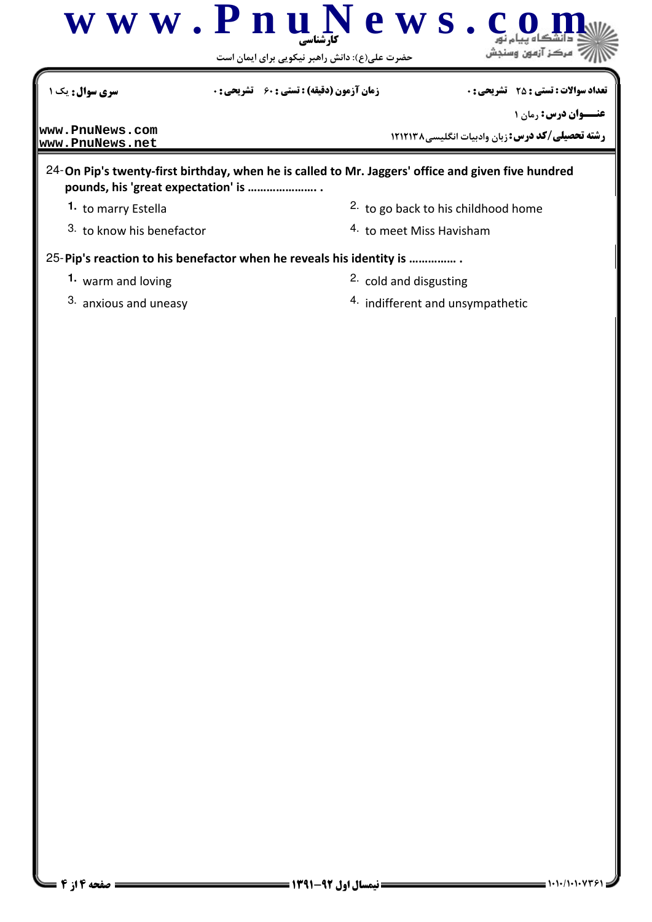24-**On Pip's twenty-first birthday, when he is called to Mr. Jaggers' office and given five hundred pounds, his 'great expectation' is ………………… .**

1. to marry Estella
2. to go back to his childhood home
3. to know his benefactor
4. to meet Miss Havisham

25-**Pip's reaction to his benefactor when he reveals his identity is …………… .**

1. warm and loving
2. cold and disgusting
3. anxious and uneasy
4. indifferent and unsympathetic